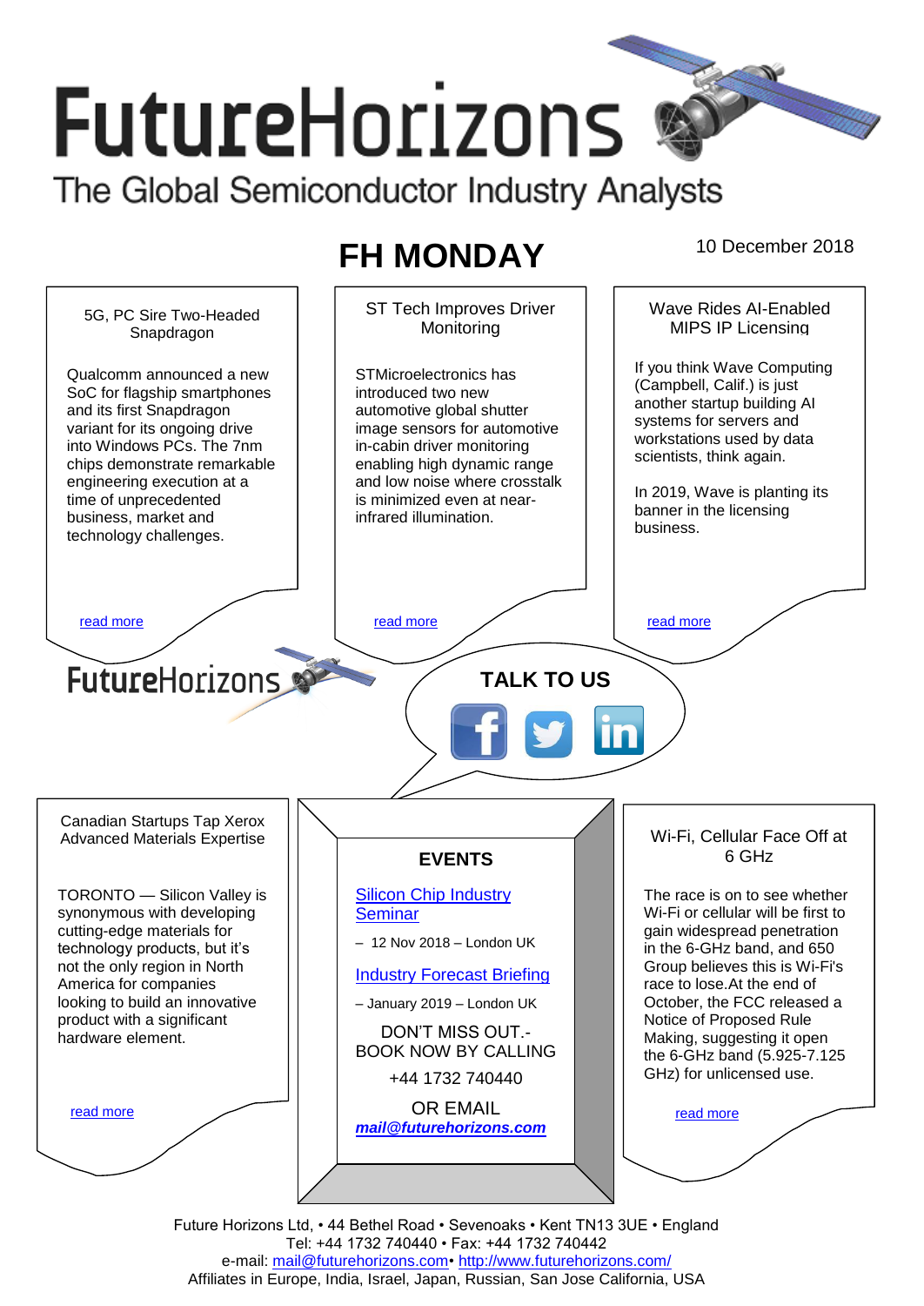# FutureHorizons

The Global Semiconductor Industry Analysts

## FH MONDAY

10 December 2018

### 5G, PC Sire Two-Headed Snapdragon

Qualcomm announced a new SoC for flagship smartphones and its first Snapdragon variant for its ongoing drive into Windows PCs. The 7nm chips demonstrate remarkable engineering execution at a time of unprecedented business, market and technology challenges.

read more

### ST Tech Improves Driver Monitoring

STMicroelectronics has introduced two new automotive global shutter image sensors for automotive in-cabin driver monitoring enabling high dynamic range and low noise where crosstalk is minimized even at near-infrared illumination.

read more

### Wave Rides AI-Enabled MIPS IP Licensing

If you think Wave Computing (Campbell, Calif.) is just another startup building AI systems for servers and workstations used by data scientists, think again.

In 2019, Wave is planting its banner in the licensing business.

read more

FutureHorizons

**TALK TO US**

### Canadian Startups Tap Xerox Advanced Materials Expertise

TORONTO — Silicon Valley is synonymous with developing cutting-edge materials for technology products, but it's not the only region in North America for companies looking to build an innovative product with a significant hardware element.

read more

### EVENTS

Silicon Chip Industry Seminar

– 12 Nov 2018 – London UK

Industry Forecast Briefing

– January 2019 – London UK

DON'T MISS OUT.- BOOK NOW BY CALLING

+44 1732 740440

OR EMAIL

***mail@futurehorizons.com***

### Wi-Fi, Cellular Face Off at 6 GHz

The race is on to see whether Wi-Fi or cellular will be first to gain widespread penetration in the 6-GHz band, and 650 Group believes this is Wi-Fi's race to lose.At the end of October, the FCC released a Notice of Proposed Rule Making, suggesting it open the 6-GHz band (5.925-7.125 GHz) for unlicensed use.

read more

Future Horizons Ltd, • 44 Bethel Road • Sevenoaks • Kent TN13 3UE • England
Tel: +44 1732 740440 • Fax: +44 1732 740442
e-mail: mail@futurehorizons.com• http://www.futurehorizons.com/
Affiliates in Europe, India, Israel, Japan, Russian, San Jose California, USA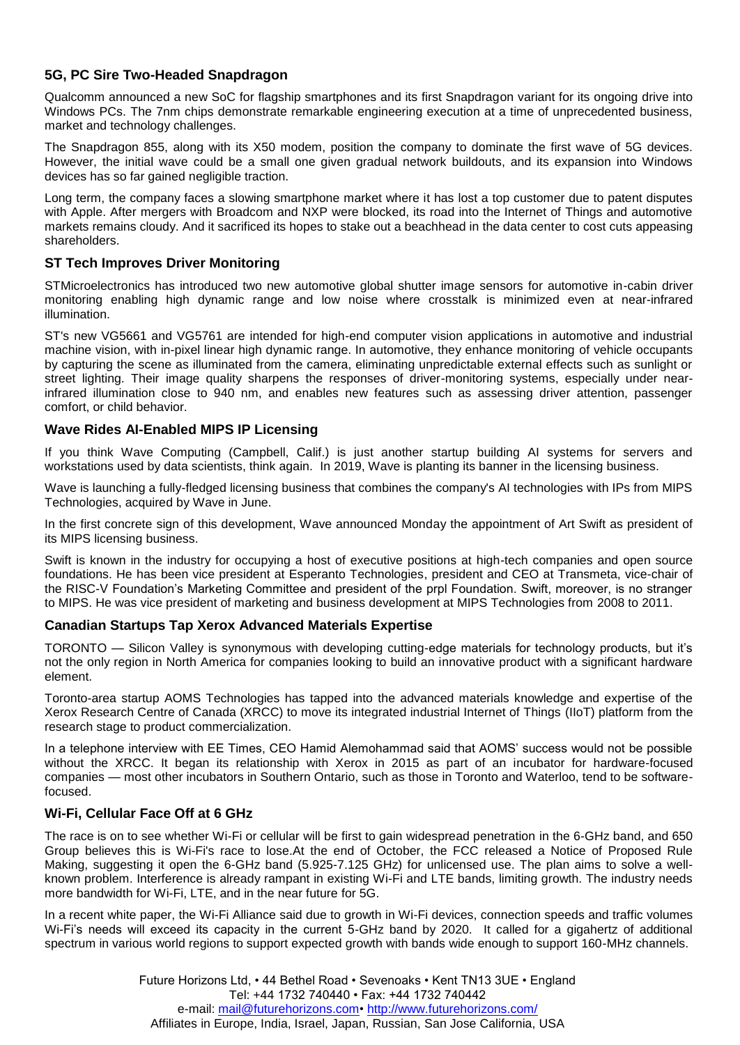### 5G, PC Sire Two-Headed Snapdragon

Qualcomm announced a new SoC for flagship smartphones and its first Snapdragon variant for its ongoing drive into Windows PCs. The 7nm chips demonstrate remarkable engineering execution at a time of unprecedented business, market and technology challenges.

The Snapdragon 855, along with its X50 modem, position the company to dominate the first wave of 5G devices. However, the initial wave could be a small one given gradual network buildouts, and its expansion into Windows devices has so far gained negligible traction.

Long term, the company faces a slowing smartphone market where it has lost a top customer due to patent disputes with Apple. After mergers with Broadcom and NXP were blocked, its road into the Internet of Things and automotive markets remains cloudy. And it sacrificed its hopes to stake out a beachhead in the data center to cost cuts appeasing shareholders.

### ST Tech Improves Driver Monitoring

STMicroelectronics has introduced two new automotive global shutter image sensors for automotive in-cabin driver monitoring enabling high dynamic range and low noise where crosstalk is minimized even at near-infrared illumination.

ST's new VG5661 and VG5761 are intended for high-end computer vision applications in automotive and industrial machine vision, with in-pixel linear high dynamic range. In automotive, they enhance monitoring of vehicle occupants by capturing the scene as illuminated from the camera, eliminating unpredictable external effects such as sunlight or street lighting. Their image quality sharpens the responses of driver-monitoring systems, especially under near-infrared illumination close to 940 nm, and enables new features such as assessing driver attention, passenger comfort, or child behavior.

### Wave Rides AI-Enabled MIPS IP Licensing

If you think Wave Computing (Campbell, Calif.) is just another startup building AI systems for servers and workstations used by data scientists, think again. In 2019, Wave is planting its banner in the licensing business.

Wave is launching a fully-fledged licensing business that combines the company's AI technologies with IPs from MIPS Technologies, acquired by Wave in June.

In the first concrete sign of this development, Wave announced Monday the appointment of Art Swift as president of its MIPS licensing business.

Swift is known in the industry for occupying a host of executive positions at high-tech companies and open source foundations. He has been vice president at Esperanto Technologies, president and CEO at Transmeta, vice-chair of the RISC-V Foundation's Marketing Committee and president of the prpl Foundation. Swift, moreover, is no stranger to MIPS. He was vice president of marketing and business development at MIPS Technologies from 2008 to 2011.

### Canadian Startups Tap Xerox Advanced Materials Expertise

TORONTO — Silicon Valley is synonymous with developing cutting-edge materials for technology products, but it's not the only region in North America for companies looking to build an innovative product with a significant hardware element.

Toronto-area startup AOMS Technologies has tapped into the advanced materials knowledge and expertise of the Xerox Research Centre of Canada (XRCC) to move its integrated industrial Internet of Things (IIoT) platform from the research stage to product commercialization.

In a telephone interview with EE Times, CEO Hamid Alemohammad said that AOMS' success would not be possible without the XRCC. It began its relationship with Xerox in 2015 as part of an incubator for hardware-focused companies — most other incubators in Southern Ontario, such as those in Toronto and Waterloo, tend to be software-focused.

### Wi-Fi, Cellular Face Off at 6 GHz

The race is on to see whether Wi-Fi or cellular will be first to gain widespread penetration in the 6-GHz band, and 650 Group believes this is Wi-Fi's race to lose.At the end of October, the FCC released a Notice of Proposed Rule Making, suggesting it open the 6-GHz band (5.925-7.125 GHz) for unlicensed use. The plan aims to solve a well-known problem. Interference is already rampant in existing Wi-Fi and LTE bands, limiting growth. The industry needs more bandwidth for Wi-Fi, LTE, and in the near future for 5G.

In a recent white paper, the Wi-Fi Alliance said due to growth in Wi-Fi devices, connection speeds and traffic volumes Wi-Fi's needs will exceed its capacity in the current 5-GHz band by 2020. It called for a gigahertz of additional spectrum in various world regions to support expected growth with bands wide enough to support 160-MHz channels.